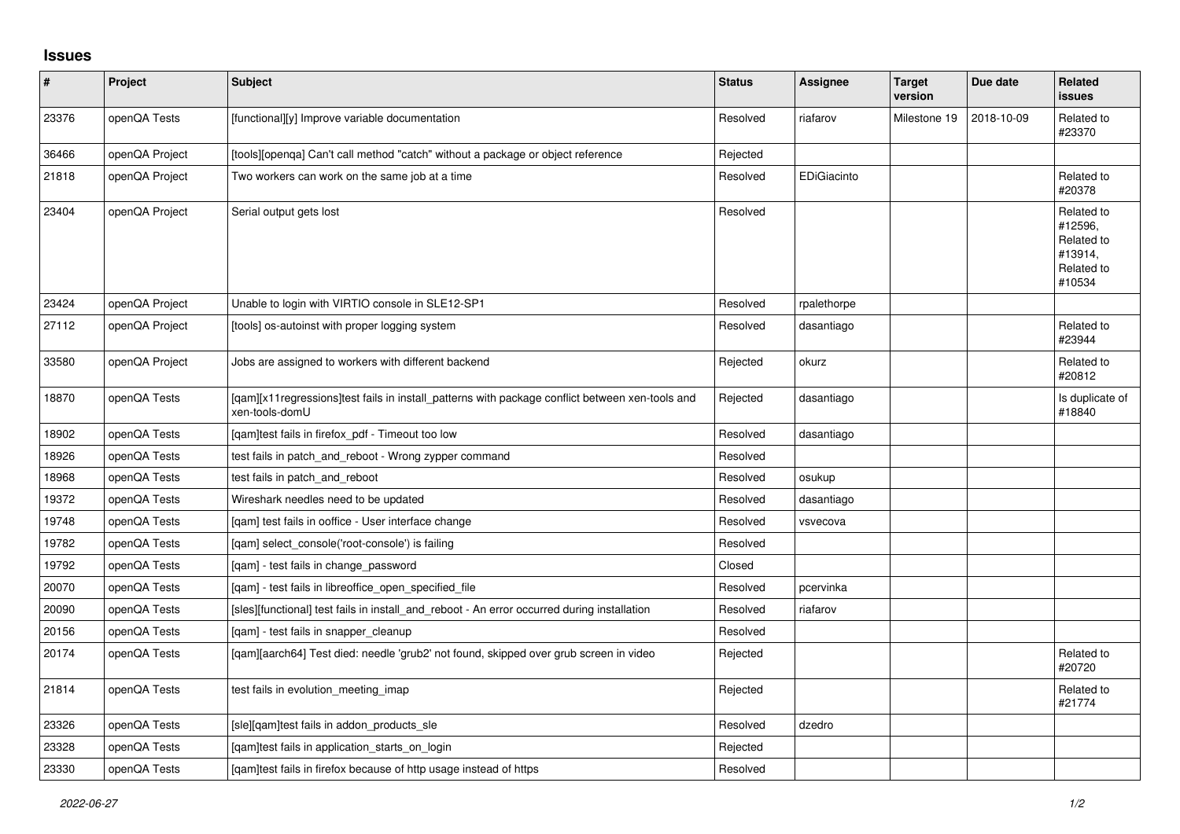## Issues

| # | Project | Subject | Status | Assignee | Target version | Due date | Related issues |
|---|---|---|---|---|---|---|---|
| 23376 | openQA Tests | [functional][y] Improve variable documentation | Resolved | riafarov | Milestone 19 | 2018-10-09 | Related to #23370 |
| 36466 | openQA Project | [tools][openqa] Can't call method "catch" without a package or object reference | Rejected | | | | |
| 21818 | openQA Project | Two workers can work on the same job at a time | Resolved | EDiGiacinto | | | Related to #20378 |
| 23404 | openQA Project | Serial output gets lost | Resolved | | | | Related to #12596, Related to #13914, Related to #10534 |
| 23424 | openQA Project | Unable to login with VIRTIO console in SLE12-SP1 | Resolved | rpalethorpe | | | |
| 27112 | openQA Project | [tools] os-autoinst with proper logging system | Resolved | dasantiago | | | Related to #23944 |
| 33580 | openQA Project | Jobs are assigned to workers with different backend | Rejected | okurz | | | Related to #20812 |
| 18870 | openQA Tests | [qam][x11regressions]test fails in install_patterns with package conflict between xen-tools and xen-tools-domU | Rejected | dasantiago | | | Is duplicate of #18840 |
| 18902 | openQA Tests | [qam]test fails in firefox_pdf - Timeout too low | Resolved | dasantiago | | | |
| 18926 | openQA Tests | test fails in patch_and_reboot - Wrong zypper command | Resolved | | | | |
| 18968 | openQA Tests | test fails in patch_and_reboot | Resolved | osukup | | | |
| 19372 | openQA Tests | Wireshark needles need to be updated | Resolved | dasantiago | | | |
| 19748 | openQA Tests | [qam] test fails in ooffice - User interface change | Resolved | vsvecova | | | |
| 19782 | openQA Tests | [qam] select_console('root-console') is failing | Resolved | | | | |
| 19792 | openQA Tests | [qam] - test fails in change_password | Closed | | | | |
| 20070 | openQA Tests | [qam] - test fails in libreoffice_open_specified_file | Resolved | pcervinka | | | |
| 20090 | openQA Tests | [sles][functional] test fails in install_and_reboot - An error occurred during installation | Resolved | riafarov | | | |
| 20156 | openQA Tests | [qam] - test fails in snapper_cleanup | Resolved | | | | |
| 20174 | openQA Tests | [qam][aarch64] Test died: needle 'grub2' not found, skipped over grub screen in video | Rejected | | | | Related to #20720 |
| 21814 | openQA Tests | test fails in evolution_meeting_imap | Rejected | | | | Related to #21774 |
| 23326 | openQA Tests | [sle][qam]test fails in addon_products_sle | Resolved | dzedro | | | |
| 23328 | openQA Tests | [qam]test fails in application_starts_on_login | Rejected | | | | |
| 23330 | openQA Tests | [qam]test fails in firefox because of http usage instead of https | Resolved | | | | |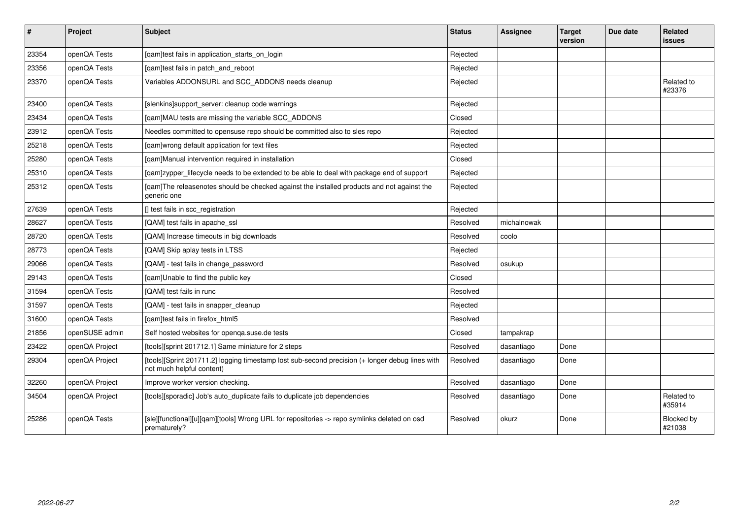| # | Project | Subject | Status | Assignee | Target version | Due date | Related issues |
|---|---|---|---|---|---|---|---|
| 23354 | openQA Tests | [qam]test fails in application_starts_on_login | Rejected | | | | |
| 23356 | openQA Tests | [qam]test fails in patch_and_reboot | Rejected | | | | |
| 23370 | openQA Tests | Variables ADDONSURL and SCC_ADDONS needs cleanup | Rejected | | | | Related to #23376 |
| 23400 | openQA Tests | [slenkins]support_server: cleanup code warnings | Rejected | | | | |
| 23434 | openQA Tests | [qam]MAU tests are missing the variable SCC_ADDONS | Closed | | | | |
| 23912 | openQA Tests | Needles committed to opensuse repo should be committed also to sles repo | Rejected | | | | |
| 25218 | openQA Tests | [qam]wrong default application for text files | Rejected | | | | |
| 25280 | openQA Tests | [qam]Manual intervention required in installation | Closed | | | | |
| 25310 | openQA Tests | [qam]zypper_lifecycle needs to be extended to be able to deal with package end of support | Rejected | | | | |
| 25312 | openQA Tests | [qam]The releasenotes should be checked against the installed products and not against the generic one | Rejected | | | | |
| 27639 | openQA Tests | [] test fails in scc_registration | Rejected | | | | |
| 28627 | openQA Tests | [QAM] test fails in apache_ssl | Resolved | michalnowak | | | |
| 28720 | openQA Tests | [QAM] Increase timeouts in big downloads | Resolved | coolo | | | |
| 28773 | openQA Tests | [QAM] Skip aplay tests in LTSS | Rejected | | | | |
| 29066 | openQA Tests | [QAM] - test fails in change_password | Resolved | osukup | | | |
| 29143 | openQA Tests | [qam]Unable to find the public key | Closed | | | | |
| 31594 | openQA Tests | [QAM] test fails in runc | Resolved | | | | |
| 31597 | openQA Tests | [QAM] - test fails in snapper_cleanup | Rejected | | | | |
| 31600 | openQA Tests | [qam]test fails in firefox_html5 | Resolved | | | | |
| 21856 | openSUSE admin | Self hosted websites for openqa.suse.de tests | Closed | tampakrap | | | |
| 23422 | openQA Project | [tools][sprint 201712.1] Same miniature for 2 steps | Resolved | dasantiago | Done | | |
| 29304 | openQA Project | [tools][Sprint 201711.2] logging timestamp lost sub-second precision (+ longer debug lines with not much helpful content) | Resolved | dasantiago | Done | | |
| 32260 | openQA Project | Improve worker version checking. | Resolved | dasantiago | Done | | |
| 34504 | openQA Project | [tools][sporadic] Job's auto_duplicate fails to duplicate job dependencies | Resolved | dasantiago | Done | | Related to #35914 |
| 25286 | openQA Tests | [sle][functional][u][qam][tools] Wrong URL for repositories -> repo symlinks deleted on osd prematurely? | Resolved | okurz | Done | | Blocked by #21038 |